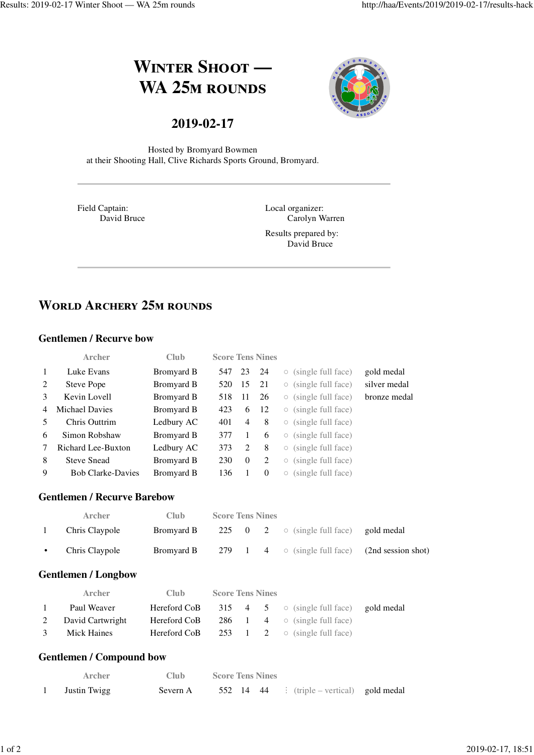# Winter Shoot — WA 25m rounds

## 2019-02-17

Hosted by Bromyard Bowmen
at their Shooting Hall, Clive Richards Sports Ground, Bromyard.

---

Field Captain:
David Bruce

Local organizer:
Carolyn Warren

Results prepared by:
David Bruce

---

## World Archery 25m rounds

### Gentlemen / Recurve bow

| | Archer | Club | Score | Tens | Nines | | |
|---|---|---|---|---|---|---|---|
| 1 | Luke Evans | Bromyard B | 547 | 23 | 24 | ○ (single full face) | gold medal |
| 2 | Steve Pope | Bromyard B | 520 | 15 | 21 | ○ (single full face) | silver medal |
| 3 | Kevin Lovell | Bromyard B | 518 | 11 | 26 | ○ (single full face) | bronze medal |
| 4 | Michael Davies | Bromyard B | 423 | 6 | 12 | ○ (single full face) | |
| 5 | Chris Outtrim | Ledbury AC | 401 | 4 | 8 | ○ (single full face) | |
| 6 | Simon Robshaw | Bromyard B | 377 | 1 | 6 | ○ (single full face) | |
| 7 | Richard Lee-Buxton | Ledbury AC | 373 | 2 | 8 | ○ (single full face) | |
| 8 | Steve Snead | Bromyard B | 230 | 0 | 2 | ○ (single full face) | |
| 9 | Bob Clarke-Davies | Bromyard B | 136 | 1 | 0 | ○ (single full face) | |

### Gentlemen / Recurve Barebow

| | Archer | Club | Score | Tens | Nines | | |
|---|---|---|---|---|---|---|---|
| 1 | Chris Claypole | Bromyard B | 225 | 0 | 2 | ○ (single full face) | gold medal |
| • | Chris Claypole | Bromyard B | 279 | 1 | 4 | ○ (single full face) | (2nd session shot) |

### Gentlemen / Longbow

| | Archer | Club | Score | Tens | Nines | | |
|---|---|---|---|---|---|---|---|
| 1 | Paul Weaver | Hereford CoB | 315 | 4 | 5 | ○ (single full face) | gold medal |
| 2 | David Cartwright | Hereford CoB | 286 | 1 | 4 | ○ (single full face) | |
| 3 | Mick Haines | Hereford CoB | 253 | 1 | 2 | ○ (single full face) | |

### Gentlemen / Compound bow

| | Archer | Club | Score | Tens | Nines | | |
|---|---|---|---|---|---|---|---|
| 1 | Justin Twigg | Severn A | 552 | 14 | 44 | ⋮ (triple – vertical) | gold medal |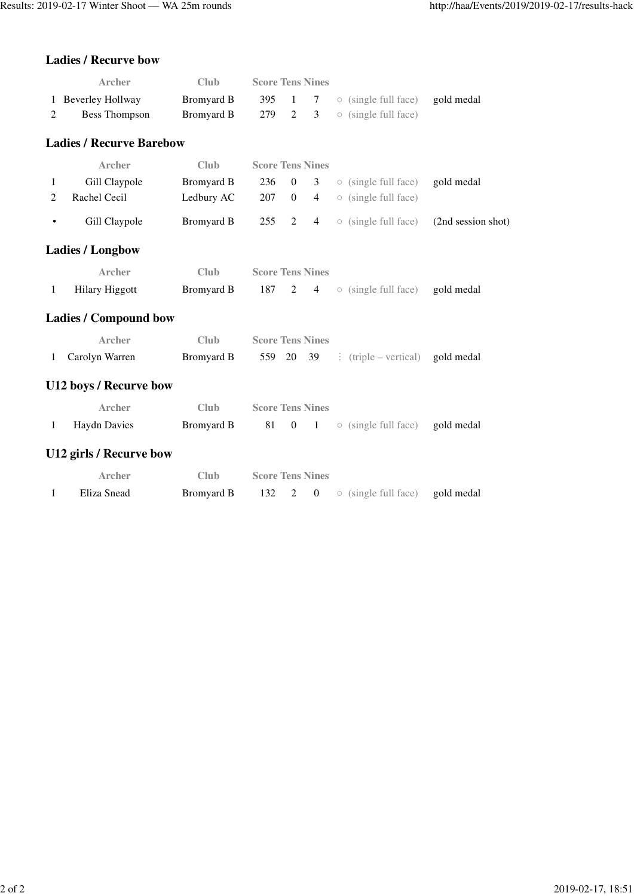## Ladies / Recurve bow

| | Archer | Club | Score | Tens | Nines | | |
|---|---|---|---|---|---|---|---|
| 1 | Beverley Hollway | Bromyard B | 395 | 1 | 7 | ○ (single full face) | gold medal |
| 2 | Bess Thompson | Bromyard B | 279 | 2 | 3 | ○ (single full face) | |

## Ladies / Recurve Barebow

| | Archer | Club | Score | Tens | Nines | | |
|---|---|---|---|---|---|---|---|
| 1 | Gill Claypole | Bromyard B | 236 | 0 | 3 | ○ (single full face) | gold medal |
| 2 | Rachel Cecil | Ledbury AC | 207 | 0 | 4 | ○ (single full face) | |
| • | Gill Claypole | Bromyard B | 255 | 2 | 4 | ○ (single full face) | (2nd session shot) |

## Ladies / Longbow

| | Archer | Club | Score | Tens | Nines | | |
|---|---|---|---|---|---|---|---|
| 1 | Hilary Higgott | Bromyard B | 187 | 2 | 4 | ○ (single full face) | gold medal |

## Ladies / Compound bow

| | Archer | Club | Score | Tens | Nines | | |
|---|---|---|---|---|---|---|---|
| 1 | Carolyn Warren | Bromyard B | 559 | 20 | 39 | ⋮ (triple – vertical) | gold medal |

## U12 boys / Recurve bow

| | Archer | Club | Score | Tens | Nines | | |
|---|---|---|---|---|---|---|---|
| 1 | Haydn Davies | Bromyard B | 81 | 0 | 1 | ○ (single full face) | gold medal |

## U12 girls / Recurve bow

| | Archer | Club | Score | Tens | Nines | | |
|---|---|---|---|---|---|---|---|
| 1 | Eliza Snead | Bromyard B | 132 | 2 | 0 | ○ (single full face) | gold medal |